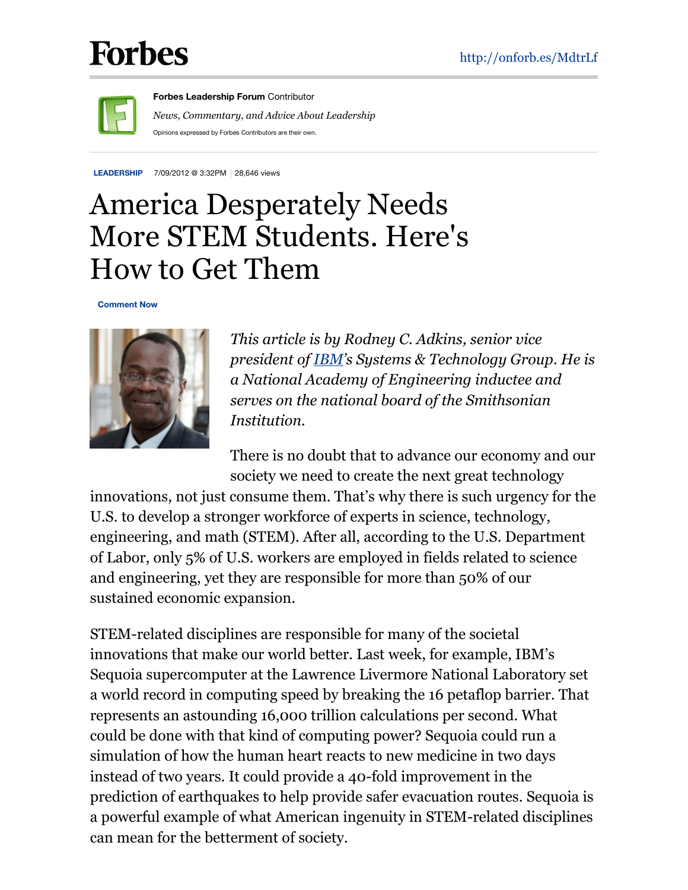Forbes

http://onforb.es/MdtrLf

**Forbes Leadership Forum** Contributor

*News, Commentary, and Advice About Leadership*

Opinions expressed by Forbes Contributors are their own.

**LEADERSHIP** 7/09/2012 @ 3:32PM | 28,646 views

# America Desperately Needs More STEM Students. Here's How to Get Them

**Comment Now**

*This article is by Rodney C. Adkins, senior vice president of IBM's Systems & Technology Group. He is a National Academy of Engineering inductee and serves on the national board of the Smithsonian Institution.*

There is no doubt that to advance our economy and our society we need to create the next great technology innovations, not just consume them. That's why there is such urgency for the U.S. to develop a stronger workforce of experts in science, technology, engineering, and math (STEM). After all, according to the U.S. Department of Labor, only 5% of U.S. workers are employed in fields related to science and engineering, yet they are responsible for more than 50% of our sustained economic expansion.

STEM-related disciplines are responsible for many of the societal innovations that make our world better. Last week, for example, IBM's Sequoia supercomputer at the Lawrence Livermore National Laboratory set a world record in computing speed by breaking the 16 petaflop barrier. That represents an astounding 16,000 trillion calculations per second. What could be done with that kind of computing power? Sequoia could run a simulation of how the human heart reacts to new medicine in two days instead of two years. It could provide a 40-fold improvement in the prediction of earthquakes to help provide safer evacuation routes. Sequoia is a powerful example of what American ingenuity in STEM-related disciplines can mean for the betterment of society.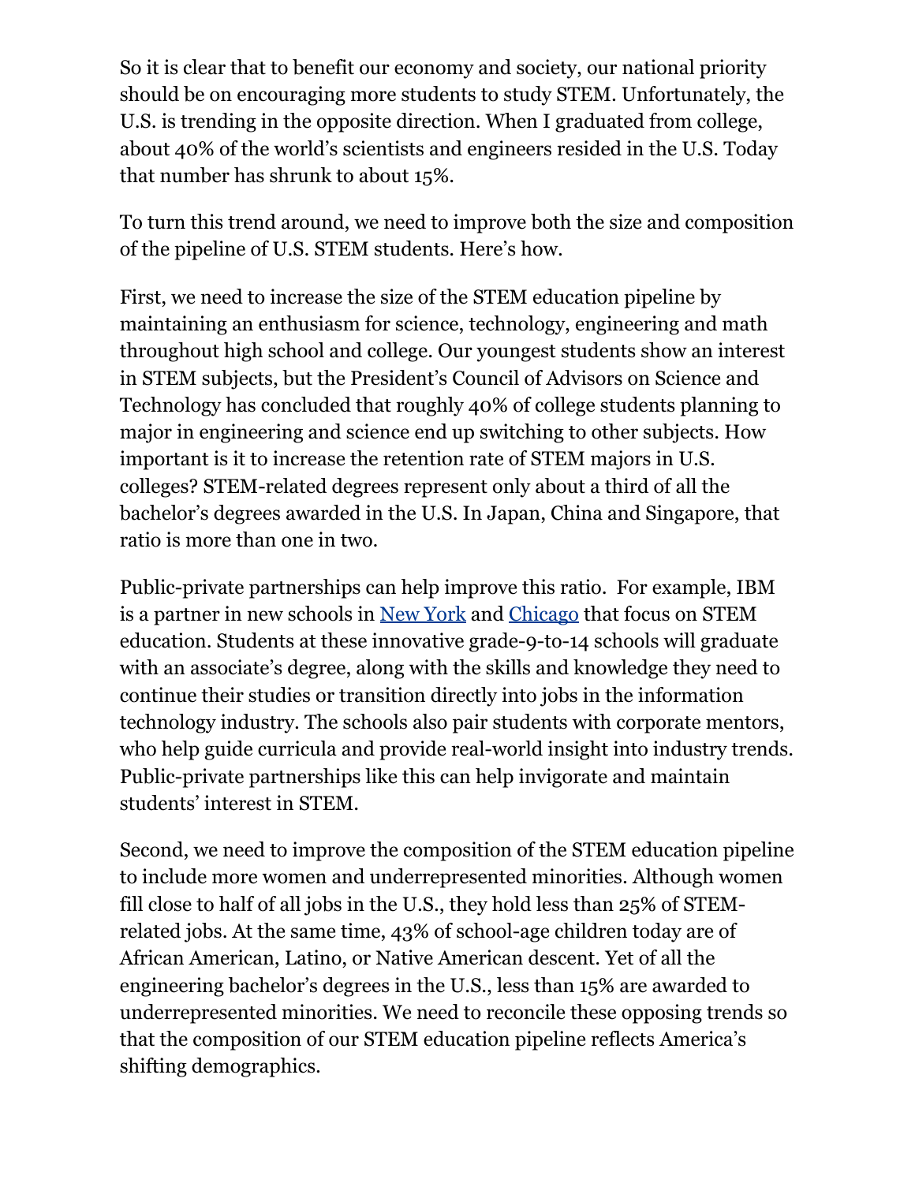So it is clear that to benefit our economy and society, our national priority should be on encouraging more students to study STEM. Unfortunately, the U.S. is trending in the opposite direction. When I graduated from college, about 40% of the world's scientists and engineers resided in the U.S. Today that number has shrunk to about 15%.

To turn this trend around, we need to improve both the size and composition of the pipeline of U.S. STEM students. Here's how.

First, we need to increase the size of the STEM education pipeline by maintaining an enthusiasm for science, technology, engineering and math throughout high school and college. Our youngest students show an interest in STEM subjects, but the President's Council of Advisors on Science and Technology has concluded that roughly 40% of college students planning to major in engineering and science end up switching to other subjects. How important is it to increase the retention rate of STEM majors in U.S. colleges? STEM-related degrees represent only about a third of all the bachelor's degrees awarded in the U.S. In Japan, China and Singapore, that ratio is more than one in two.

Public-private partnerships can help improve this ratio. For example, IBM is a partner in new schools in New York and Chicago that focus on STEM education. Students at these innovative grade-9-to-14 schools will graduate with an associate's degree, along with the skills and knowledge they need to continue their studies or transition directly into jobs in the information technology industry. The schools also pair students with corporate mentors, who help guide curricula and provide real-world insight into industry trends. Public-private partnerships like this can help invigorate and maintain students' interest in STEM.

Second, we need to improve the composition of the STEM education pipeline to include more women and underrepresented minorities. Although women fill close to half of all jobs in the U.S., they hold less than 25% of STEM-related jobs. At the same time, 43% of school-age children today are of African American, Latino, or Native American descent. Yet of all the engineering bachelor's degrees in the U.S., less than 15% are awarded to underrepresented minorities. We need to reconcile these opposing trends so that the composition of our STEM education pipeline reflects America's shifting demographics.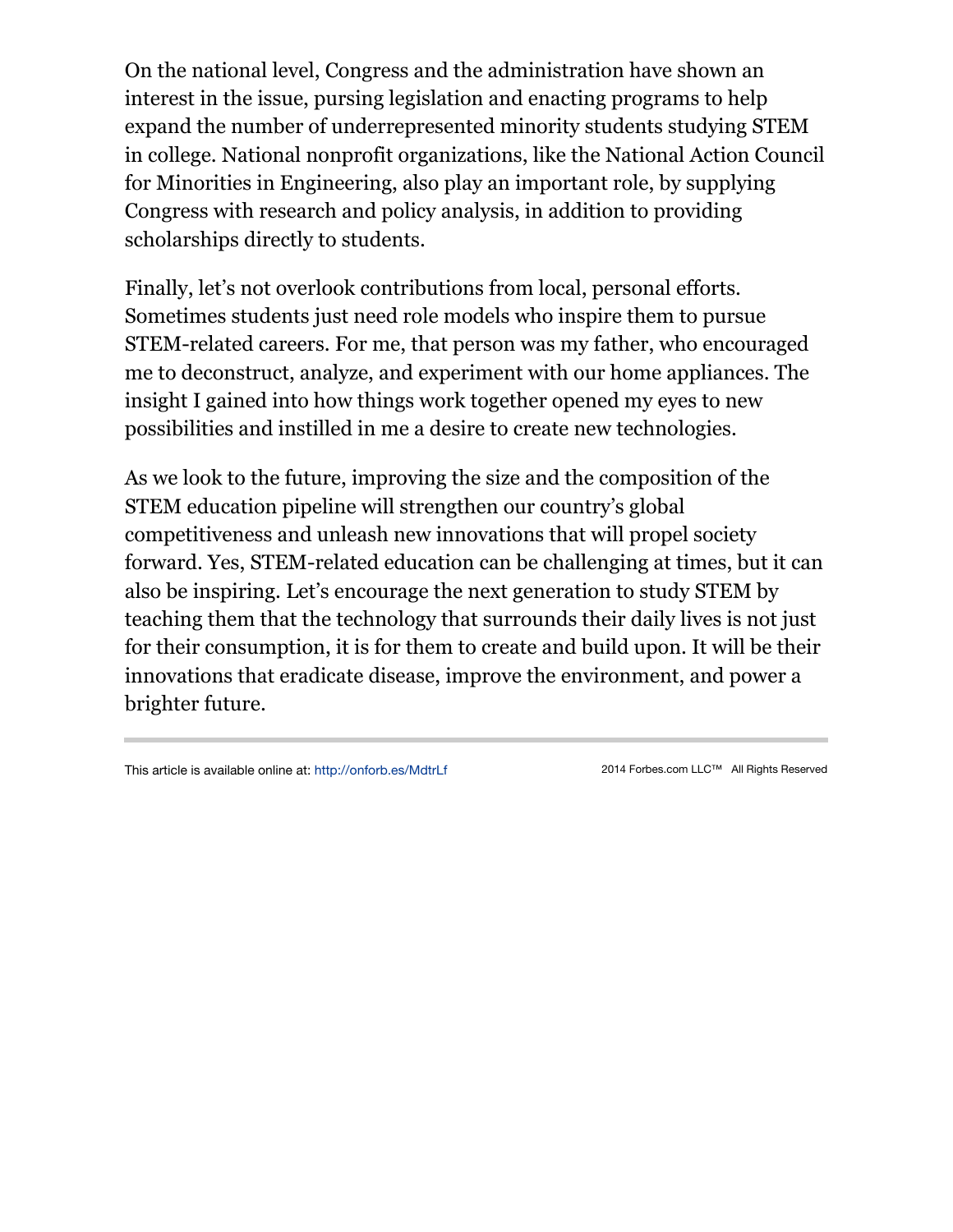On the national level, Congress and the administration have shown an interest in the issue, pursing legislation and enacting programs to help expand the number of underrepresented minority students studying STEM in college. National nonprofit organizations, like the National Action Council for Minorities in Engineering, also play an important role, by supplying Congress with research and policy analysis, in addition to providing scholarships directly to students.

Finally, let's not overlook contributions from local, personal efforts. Sometimes students just need role models who inspire them to pursue STEM-related careers. For me, that person was my father, who encouraged me to deconstruct, analyze, and experiment with our home appliances. The insight I gained into how things work together opened my eyes to new possibilities and instilled in me a desire to create new technologies.

As we look to the future, improving the size and the composition of the STEM education pipeline will strengthen our country's global competitiveness and unleash new innovations that will propel society forward. Yes, STEM-related education can be challenging at times, but it can also be inspiring. Let's encourage the next generation to study STEM by teaching them that the technology that surrounds their daily lives is not just for their consumption, it is for them to create and build upon. It will be their innovations that eradicate disease, improve the environment, and power a brighter future.

---

This article is available online at: http://onforb.es/MdtrLf

2014 Forbes.com LLC™ All Rights Reserved